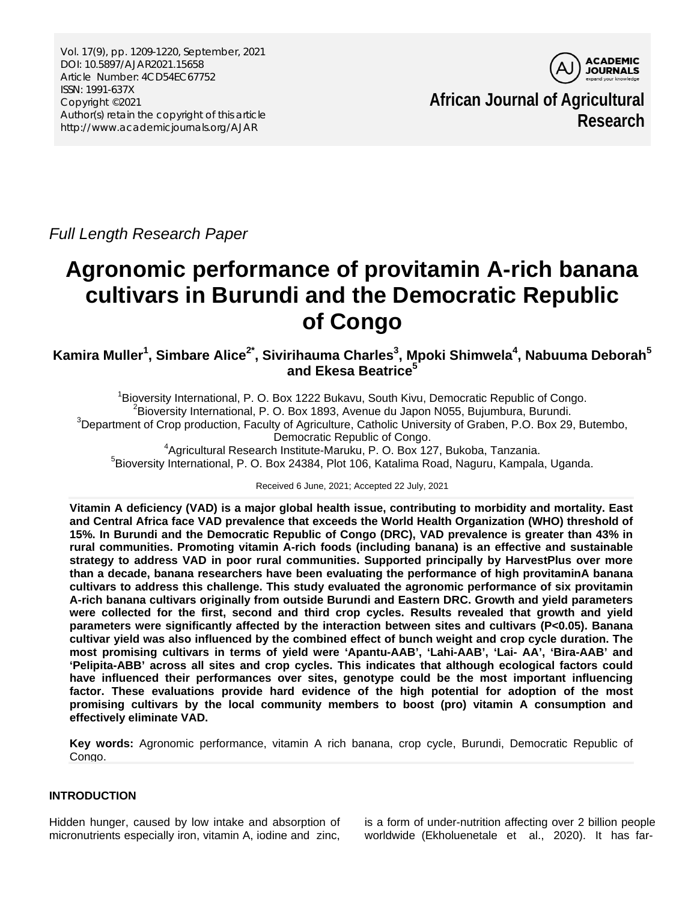*Full Length Research Paper*

# Agronomic performance of provitamin A-rich banana cultivars in Burundi and the Democratic Republic of Congo

**Kamira Muller[1], Simbare Alice[2*], Sivirihauma Charles[3], Mpoki Shimwela[4], Nabuuma Deborah[5] and Ekesa Beatrice[5]**

[1]Bioversity International, P. O. Box 1222 Bukavu, South Kivu, Democratic Republic of Congo.
[2]Bioversity International, P. O. Box 1893, Avenue du Japon N055, Bujumbura, Burundi.
[3]Department of Crop production, Faculty of Agriculture, Catholic University of Graben, P.O. Box 29, Butembo, Democratic Republic of Congo.
[4]Agricultural Research Institute-Maruku, P. O. Box 127, Bukoba, Tanzania.
[5]Bioversity International, P. O. Box 24384, Plot 106, Katalima Road, Naguru, Kampala, Uganda.

Received 6 June, 2021; Accepted 22 July, 2021

**Vitamin A deficiency (VAD) is a major global health issue, contributing to morbidity and mortality. East and Central Africa face VAD prevalence that exceeds the World Health Organization (WHO) threshold of 15%. In Burundi and the Democratic Republic of Congo (DRC), VAD prevalence is greater than 43% in rural communities. Promoting vitamin A-rich foods (including banana) is an effective and sustainable strategy to address VAD in poor rural communities. Supported principally by HarvestPlus over more than a decade, banana researchers have been evaluating the performance of high provitaminA banana cultivars to address this challenge. This study evaluated the agronomic performance of six provitamin A-rich banana cultivars originally from outside Burundi and Eastern DRC. Growth and yield parameters were collected for the first, second and third crop cycles. Results revealed that growth and yield parameters were significantly affected by the interaction between sites and cultivars (P<0.05). Banana cultivar yield was also influenced by the combined effect of bunch weight and crop cycle duration. The most promising cultivars in terms of yield were 'Apantu-AAB', 'Lahi-AAB', 'Lai- AA', 'Bira-AAB' and 'Pelipita-ABB' across all sites and crop cycles. This indicates that although ecological factors could have influenced their performances over sites, genotype could be the most important influencing factor. These evaluations provide hard evidence of the high potential for adoption of the most promising cultivars by the local community members to boost (pro) vitamin A consumption and effectively eliminate VAD.**

**Key words:** Agronomic performance, vitamin A rich banana, crop cycle, Burundi, Democratic Republic of Congo.

## INTRODUCTION

Hidden hunger, caused by low intake and absorption of micronutrients especially iron, vitamin A, iodine and zinc, is a form of under-nutrition affecting over 2 billion people worldwide (Ekholuenetale et al., 2020). It has far-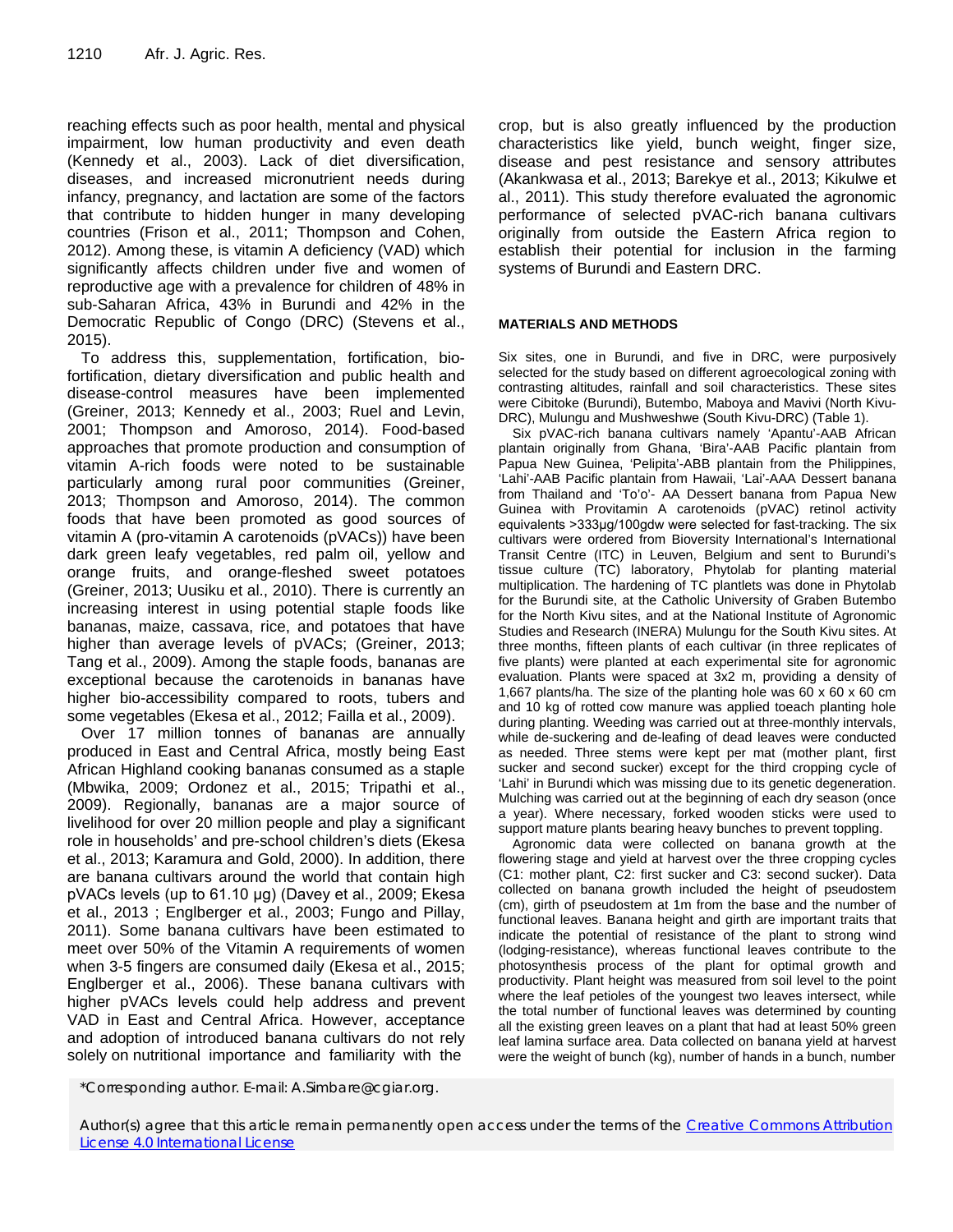reaching effects such as poor health, mental and physical impairment, low human productivity and even death (Kennedy et al., 2003). Lack of diet diversification, diseases, and increased micronutrient needs during infancy, pregnancy, and lactation are some of the factors that contribute to hidden hunger in many developing countries (Frison et al., 2011; Thompson and Cohen, 2012). Among these, is vitamin A deficiency (VAD) which significantly affects children under five and women of reproductive age with a prevalence for children of 48% in sub-Saharan Africa, 43% in Burundi and 42% in the Democratic Republic of Congo (DRC) (Stevens et al., 2015).

To address this, supplementation, fortification, bio-fortification, dietary diversification and public health and disease-control measures have been implemented (Greiner, 2013; Kennedy et al., 2003; Ruel and Levin, 2001; Thompson and Amoroso, 2014). Food-based approaches that promote production and consumption of vitamin A-rich foods were noted to be sustainable particularly among rural poor communities (Greiner, 2013; Thompson and Amoroso, 2014). The common foods that have been promoted as good sources of vitamin A (pro-vitamin A carotenoids (pVACs)) have been dark green leafy vegetables, red palm oil, yellow and orange fruits, and orange-fleshed sweet potatoes (Greiner, 2013; Uusiku et al., 2010). There is currently an increasing interest in using potential staple foods like bananas, maize, cassava, rice, and potatoes that have higher than average levels of pVACs; (Greiner, 2013; Tang et al., 2009). Among the staple foods, bananas are exceptional because the carotenoids in bananas have higher bio-accessibility compared to roots, tubers and some vegetables (Ekesa et al., 2012; Failla et al., 2009).

Over 17 million tonnes of bananas are annually produced in East and Central Africa, mostly being East African Highland cooking bananas consumed as a staple (Mbwika, 2009; Ordonez et al., 2015; Tripathi et al., 2009). Regionally, bananas are a major source of livelihood for over 20 million people and play a significant role in households' and pre-school children's diets (Ekesa et al., 2013; Karamura and Gold, 2000). In addition, there are banana cultivars around the world that contain high pVACs levels (up to 61.10 µg) (Davey et al., 2009; Ekesa et al., 2013 ; Englberger et al., 2003; Fungo and Pillay, 2011). Some banana cultivars have been estimated to meet over 50% of the Vitamin A requirements of women when 3-5 fingers are consumed daily (Ekesa et al., 2015; Englberger et al., 2006). These banana cultivars with higher pVACs levels could help address and prevent VAD in East and Central Africa. However, acceptance and adoption of introduced banana cultivars do not rely solely on nutritional importance and familiarity with the crop, but is also greatly influenced by the production characteristics like yield, bunch weight, finger size, disease and pest resistance and sensory attributes (Akankwasa et al., 2013; Barekye et al., 2013; Kikulwe et al., 2011). This study therefore evaluated the agronomic performance of selected pVAC-rich banana cultivars originally from outside the Eastern Africa region to establish their potential for inclusion in the farming systems of Burundi and Eastern DRC.

## MATERIALS AND METHODS

Six sites, one in Burundi, and five in DRC, were purposively selected for the study based on different agroecological zoning with contrasting altitudes, rainfall and soil characteristics. These sites were Cibitoke (Burundi), Butembo, Maboya and Mavivi (North Kivu-DRC), Mulungu and Mushweshwe (South Kivu-DRC) (Table 1).

Six pVAC-rich banana cultivars namely 'Apantu'-AAB African plantain originally from Ghana, 'Bira'-AAB Pacific plantain from Papua New Guinea, 'Pelipita'-ABB plantain from the Philippines, 'Lahi'-AAB Pacific plantain from Hawaii, 'Lai'-AAA Dessert banana from Thailand and 'To'o'- AA Dessert banana from Papua New Guinea with Provitamin A carotenoids (pVAC) retinol activity equivalents >333µg/100gdw were selected for fast-tracking. The six cultivars were ordered from Bioversity International's International Transit Centre (ITC) in Leuven, Belgium and sent to Burundi's tissue culture (TC) laboratory, Phytolab for planting material multiplication. The hardening of TC plantlets was done in Phytolab for the Burundi site, at the Catholic University of Graben Butembo for the North Kivu sites, and at the National Institute of Agronomic Studies and Research (INERA) Mulungu for the South Kivu sites. At three months, fifteen plants of each cultivar (in three replicates of five plants) were planted at each experimental site for agronomic evaluation. Plants were spaced at 3x2 m, providing a density of 1,667 plants/ha. The size of the planting hole was 60 x 60 x 60 cm and 10 kg of rotted cow manure was applied toeach planting hole during planting. Weeding was carried out at three-monthly intervals, while de-suckering and de-leafing of dead leaves were conducted as needed. Three stems were kept per mat (mother plant, first sucker and second sucker) except for the third cropping cycle of 'Lahi' in Burundi which was missing due to its genetic degeneration. Mulching was carried out at the beginning of each dry season (once a year). Where necessary, forked wooden sticks were used to support mature plants bearing heavy bunches to prevent toppling.

Agronomic data were collected on banana growth at the flowering stage and yield at harvest over the three cropping cycles (C1: mother plant, C2: first sucker and C3: second sucker). Data collected on banana growth included the height of pseudostem (cm), girth of pseudostem at 1m from the base and the number of functional leaves. Banana height and girth are important traits that indicate the potential of resistance of the plant to strong wind (lodging-resistance), whereas functional leaves contribute to the photosynthesis process of the plant for optimal growth and productivity. Plant height was measured from soil level to the point where the leaf petioles of the youngest two leaves intersect, while the total number of functional leaves was determined by counting all the existing green leaves on a plant that had at least 50% green leaf lamina surface area. Data collected on banana yield at harvest were the weight of bunch (kg), number of hands in a bunch, number

*Corresponding author. E-mail: A.Simbare@cgiar.org.

Author(s) agree that this article remain permanently open access under the terms of the Creative Commons Attribution License 4.0 International License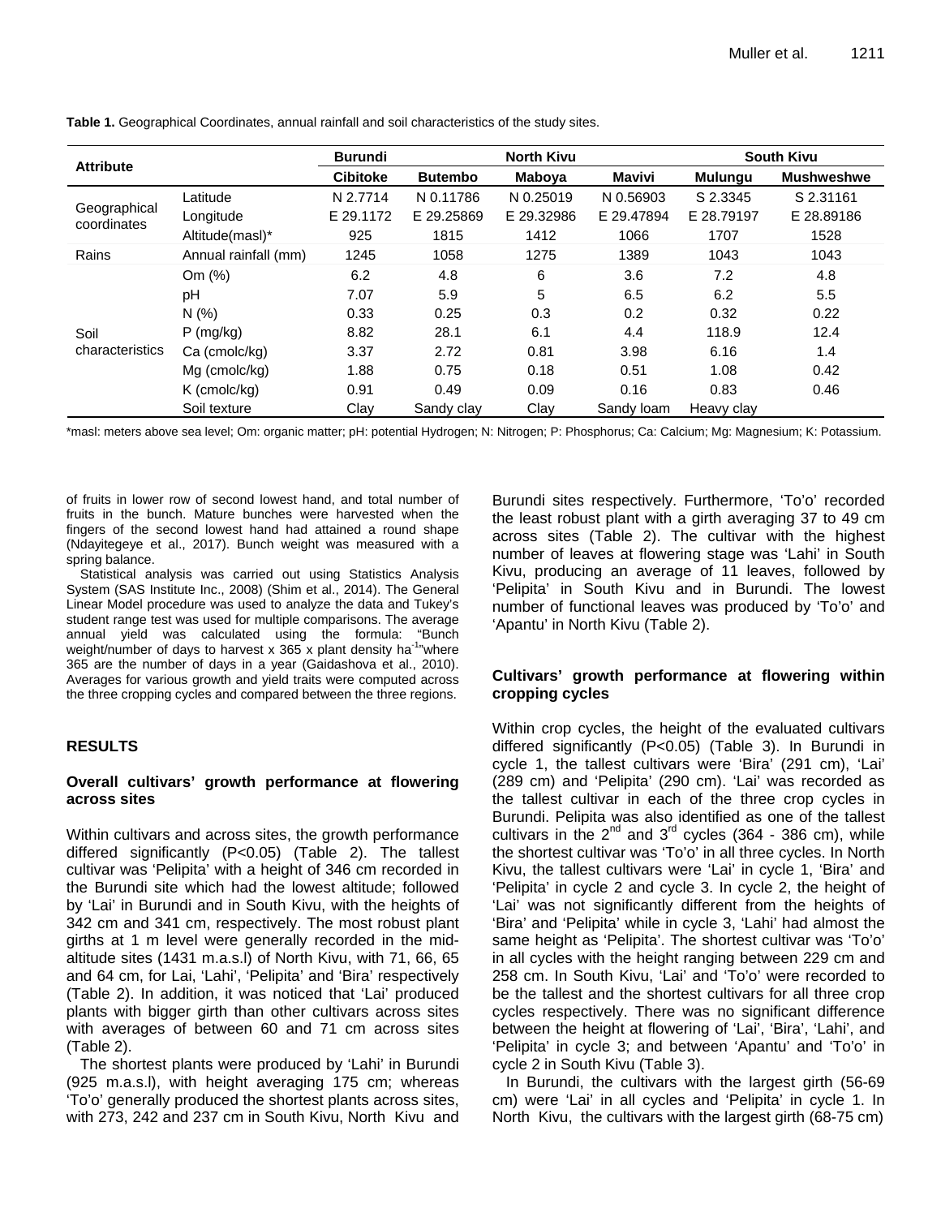**Table 1.** Geographical Coordinates, annual rainfall and soil characteristics of the study sites.

| Attribute | | Burundi | North Kivu | | | South Kivu | |
|---|---|---|---|---|---|---|---|
| | | Cibitoke | Butembo | Maboya | Mavivi | Mulungu | Mushweshwe |
| Geographical coordinates | Latitude | N 2.7714 | N 0.11786 | N 0.25019 | N 0.56903 | S 2.3345 | S 2.31161 |
| | Longitude | E 29.1172 | E 29.25869 | E 29.32986 | E 29.47894 | E 28.79197 | E 28.89186 |
| | Altitude(masl)* | 925 | 1815 | 1412 | 1066 | 1707 | 1528 |
| Rains | Annual rainfall (mm) | 1245 | 1058 | 1275 | 1389 | 1043 | 1043 |
| Soil characteristics | Om (%) | 6.2 | 4.8 | 6 | 3.6 | 7.2 | 4.8 |
| | pH | 7.07 | 5.9 | 5 | 6.5 | 6.2 | 5.5 |
| | N (%) | 0.33 | 0.25 | 0.3 | 0.2 | 0.32 | 0.22 |
| | P (mg/kg) | 8.82 | 28.1 | 6.1 | 4.4 | 118.9 | 12.4 |
| | Ca (cmolc/kg) | 3.37 | 2.72 | 0.81 | 3.98 | 6.16 | 1.4 |
| | Mg (cmolc/kg) | 1.88 | 0.75 | 0.18 | 0.51 | 1.08 | 0.42 |
| | K (cmolc/kg) | 0.91 | 0.49 | 0.09 | 0.16 | 0.83 | 0.46 |
| | Soil texture | Clay | Sandy clay | Clay | Sandy loam | Heavy clay | |

*masl: meters above sea level; Om: organic matter; pH: potential Hydrogen; N: Nitrogen; P: Phosphorus; Ca: Calcium; Mg: Magnesium; K: Potassium.

of fruits in lower row of second lowest hand, and total number of fruits in the bunch. Mature bunches were harvested when the fingers of the second lowest hand had attained a round shape (Ndayitegeye et al., 2017). Bunch weight was measured with a spring balance.

Statistical analysis was carried out using Statistics Analysis System (SAS Institute Inc., 2008) (Shim et al., 2014). The General Linear Model procedure was used to analyze the data and Tukey's student range test was used for multiple comparisons. The average annual yield was calculated using the formula: "Bunch weight/number of days to harvest x 365 x plant density $ha^{-1}$"where 365 are the number of days in a year (Gaidashova et al., 2010). Averages for various growth and yield traits were computed across the three cropping cycles and compared between the three regions.

## RESULTS

### Overall cultivars' growth performance at flowering across sites

Within cultivars and across sites, the growth performance differed significantly (P<0.05) (Table 2). The tallest cultivar was 'Pelipita' with a height of 346 cm recorded in the Burundi site which had the lowest altitude; followed by 'Lai' in Burundi and in South Kivu, with the heights of 342 cm and 341 cm, respectively. The most robust plant girths at 1 m level were generally recorded in the mid-altitude sites (1431 m.a.s.l) of North Kivu, with 71, 66, 65 and 64 cm, for Lai, 'Lahi', 'Pelipita' and 'Bira' respectively (Table 2). In addition, it was noticed that 'Lai' produced plants with bigger girth than other cultivars across sites with averages of between 60 and 71 cm across sites (Table 2).

The shortest plants were produced by 'Lahi' in Burundi (925 m.a.s.l), with height averaging 175 cm; whereas 'To'o' generally produced the shortest plants across sites, with 273, 242 and 237 cm in South Kivu, North Kivu and Burundi sites respectively. Furthermore, 'To'o' recorded the least robust plant with a girth averaging 37 to 49 cm across sites (Table 2). The cultivar with the highest number of leaves at flowering stage was 'Lahi' in South Kivu, producing an average of 11 leaves, followed by 'Pelipita' in South Kivu and in Burundi. The lowest number of functional leaves was produced by 'To'o' and 'Apantu' in North Kivu (Table 2).

### Cultivars' growth performance at flowering within cropping cycles

Within crop cycles, the height of the evaluated cultivars differed significantly (P<0.05) (Table 3). In Burundi in cycle 1, the tallest cultivars were 'Bira' (291 cm), 'Lai' (289 cm) and 'Pelipita' (290 cm). 'Lai' was recorded as the tallest cultivar in each of the three crop cycles in Burundi. Pelipita was also identified as one of the tallest cultivars in the 2nd and 3rd cycles (364 - 386 cm), while the shortest cultivar was 'To'o' in all three cycles. In North Kivu, the tallest cultivars were 'Lai' in cycle 1, 'Bira' and 'Pelipita' in cycle 2 and cycle 3. In cycle 2, the height of 'Lai' was not significantly different from the heights of 'Bira' and 'Pelipita' while in cycle 3, 'Lahi' had almost the same height as 'Pelipita'. The shortest cultivar was 'To'o' in all cycles with the height ranging between 229 cm and 258 cm. In South Kivu, 'Lai' and 'To'o' were recorded to be the tallest and the shortest cultivars for all three crop cycles respectively. There was no significant difference between the height at flowering of 'Lai', 'Bira', 'Lahi', and 'Pelipita' in cycle 3; and between 'Apantu' and 'To'o' in cycle 2 in South Kivu (Table 3).

In Burundi, the cultivars with the largest girth (56-69 cm) were 'Lai' in all cycles and 'Pelipita' in cycle 1. In North Kivu, the cultivars with the largest girth (68-75 cm)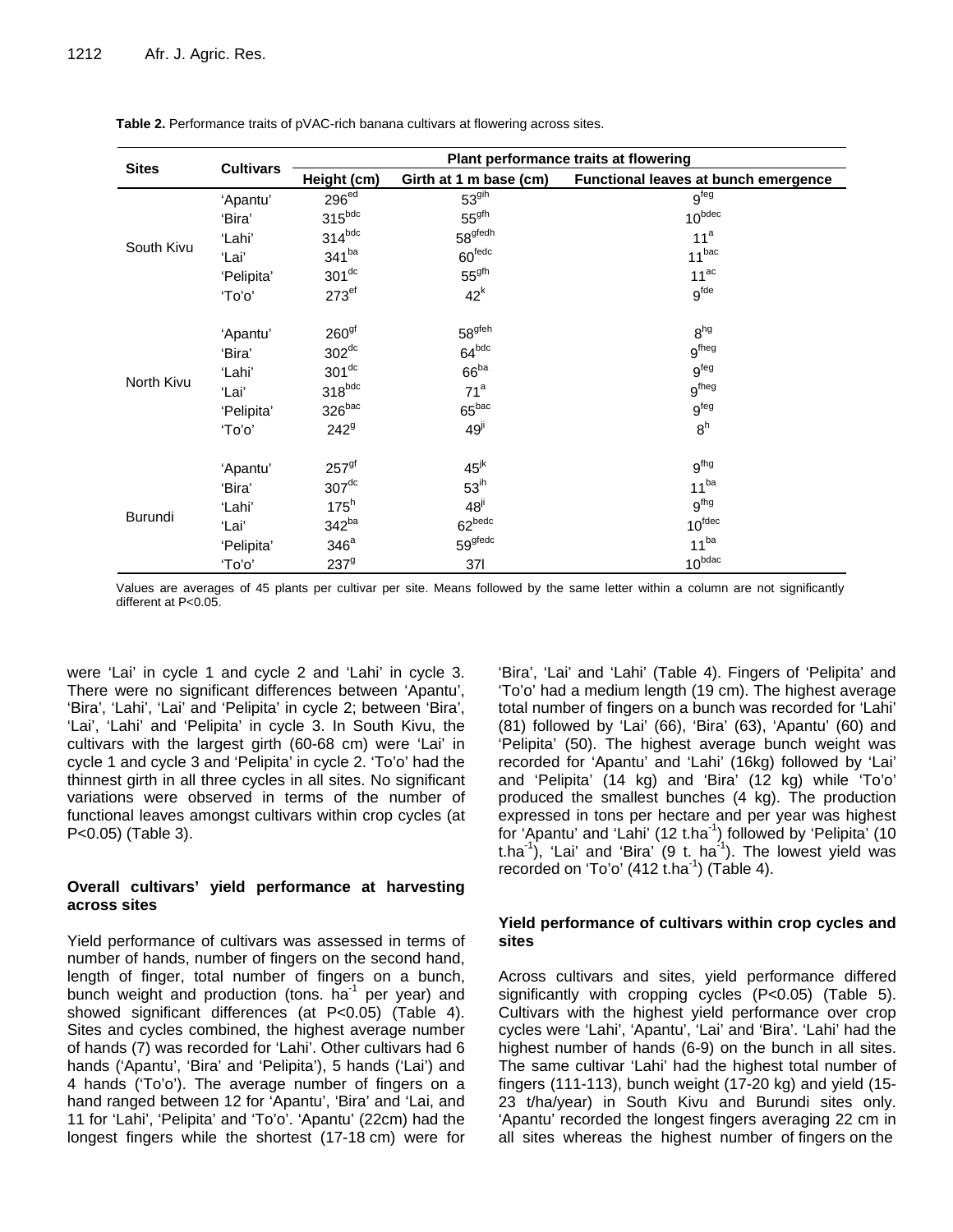**Table 2.** Performance traits of pVAC-rich banana cultivars at flowering across sites.

| Sites | Cultivars | Plant performance traits at flowering | | |
|---|---|---|---|---|
| | | Height (cm) | Girth at 1 m base (cm) | Functional leaves at bunch emergence |
| South Kivu | 'Apantu' | $296^{ed}$ | $53^{gih}$ | $9^{feg}$ |
| | 'Bira' | $315^{bdc}$ | $55^{gfh}$ | $10^{bdec}$ |
| | 'Lahi' | $314^{bdc}$ | $58^{gfedh}$ | $11^{a}$ |
| | 'Lai' | $341^{ba}$ | $60^{fedc}$ | $11^{bac}$ |
| | 'Pelipita' | $301^{dc}$ | $55^{gfh}$ | $11^{ac}$ |
| | 'To'o' | $273^{ef}$ | $42^{k}$ | $9^{fde}$ |
| North Kivu | 'Apantu' | $260^{gf}$ | $58^{gfeh}$ | $8^{hg}$ |
| | 'Bira' | $302^{dc}$ | $64^{bdc}$ | $9^{fheg}$ |
| | 'Lahi' | $301^{dc}$ | $66^{ba}$ | $9^{feg}$ |
| | 'Lai' | $318^{bdc}$ | $71^{a}$ | $9^{fheg}$ |
| | 'Pelipita' | $326^{bac}$ | $65^{bac}$ | $9^{feg}$ |
| | 'To'o' | $242^{g}$ | $49^{ji}$ | $8^{h}$ |
| Burundi | 'Apantu' | $257^{gf}$ | $45^{jk}$ | $9^{fhg}$ |
| | 'Bira' | $307^{dc}$ | $53^{ih}$ | $11^{ba}$ |
| | 'Lahi' | $175^{h}$ | $48^{ji}$ | $9^{fhg}$ |
| | 'Lai' | $342^{ba}$ | $62^{bedc}$ | $10^{fdec}$ |
| | 'Pelipita' | $346^{a}$ | $59^{gfedc}$ | $11^{ba}$ |
| | 'To'o' | $237^{g}$ | 37l | $10^{bdac}$ |

Values are averages of 45 plants per cultivar per site. Means followed by the same letter within a column are not significantly different at P<0.05.

were 'Lai' in cycle 1 and cycle 2 and 'Lahi' in cycle 3. There were no significant differences between 'Apantu', 'Bira', 'Lahi', 'Lai' and 'Pelipita' in cycle 2; between 'Bira', 'Lai', 'Lahi' and 'Pelipita' in cycle 3. In South Kivu, the cultivars with the largest girth (60-68 cm) were 'Lai' in cycle 1 and cycle 3 and 'Pelipita' in cycle 2. 'To'o' had the thinnest girth in all three cycles in all sites. No significant variations were observed in terms of the number of functional leaves amongst cultivars within crop cycles (at P<0.05) (Table 3).

### Overall cultivars' yield performance at harvesting across sites

Yield performance of cultivars was assessed in terms of number of hands, number of fingers on the second hand, length of finger, total number of fingers on a bunch, bunch weight and production (tons. $ha^{-1}$ per year) and showed significant differences (at P<0.05) (Table 4). Sites and cycles combined, the highest average number of hands (7) was recorded for 'Lahi'. Other cultivars had 6 hands ('Apantu', 'Bira' and 'Pelipita'), 5 hands ('Lai') and 4 hands ('To'o'). The average number of fingers on a hand ranged between 12 for 'Apantu', 'Bira' and 'Lai, and 11 for 'Lahi', 'Pelipita' and 'To'o'. 'Apantu' (22cm) had the longest fingers while the shortest (17-18 cm) were for 'Bira', 'Lai' and 'Lahi' (Table 4). Fingers of 'Pelipita' and 'To'o' had a medium length (19 cm). The highest average total number of fingers on a bunch was recorded for 'Lahi' (81) followed by 'Lai' (66), 'Bira' (63), 'Apantu' (60) and 'Pelipita' (50). The highest average bunch weight was recorded for 'Apantu' and 'Lahi' (16kg) followed by 'Lai' and 'Pelipita' (14 kg) and 'Bira' (12 kg) while 'To'o' produced the smallest bunches (4 kg). The production expressed in tons per hectare and per year was highest for 'Apantu' and 'Lahi' (12 $t.ha^{-1}$) followed by 'Pelipita' (10 $t.ha^{-1}$), 'Lai' and 'Bira' (9 t. $ha^{-1}$). The lowest yield was recorded on 'To'o' (412 $t.ha^{-1}$) (Table 4).

### Yield performance of cultivars within crop cycles and sites

Across cultivars and sites, yield performance differed significantly with cropping cycles (P<0.05) (Table 5). Cultivars with the highest yield performance over crop cycles were 'Lahi', 'Apantu', 'Lai' and 'Bira'. 'Lahi' had the highest number of hands (6-9) on the bunch in all sites. The same cultivar 'Lahi' had the highest total number of fingers (111-113), bunch weight (17-20 kg) and yield (15-23 t/ha/year) in South Kivu and Burundi sites only. 'Apantu' recorded the longest fingers averaging 22 cm in all sites whereas the highest number of fingers on the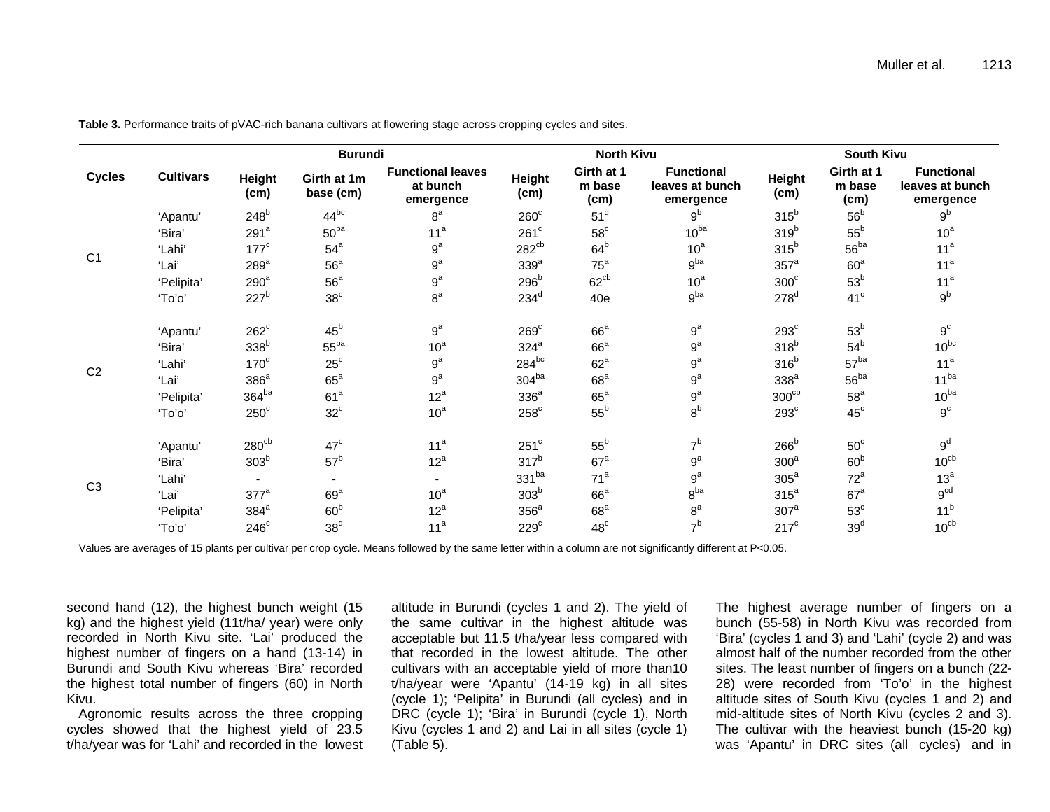**Table 3.** Performance traits of pVAC-rich banana cultivars at flowering stage across cropping cycles and sites.

| Cycles | Cultivars | Burundi | | | North Kivu | | | South Kivu | | |
|---|---|---|---|---|---|---|---|---|---|---|
| | | Height (cm) | Girth at 1m base (cm) | Functional leaves at bunch emergence | Height (cm) | Girth at 1 m base (cm) | Functional leaves at bunch emergence | Height (cm) | Girth at 1 m base (cm) | Functional leaves at bunch emergence |
| C1 | 'Apantu' | 248[b] | 44[bc] | 8[a] | 260[c] | 51[d] | 9[b] | 315[b] | 56[b] | 9[b] |
| | 'Bira' | 291[a] | 50[ba] | 11[a] | 261[c] | 58[c] | 10[ba] | 319[b] | 55[b] | 10[a] |
| | 'Lahi' | 177[c] | 54[a] | 9[a] | 282[cb] | 64[b] | 10[a] | 315[b] | 56[ba] | 11[a] |
| | 'Lai' | 289[a] | 56[a] | 9[a] | 339[a] | 75[a] | 9[ba] | 357[a] | 60[a] | 11[a] |
| | 'Pelipita' | 290[a] | 56[a] | 9[a] | 296[b] | 62[cb] | 10[a] | 300[c] | 53[b] | 11[a] |
| | 'To'o' | 227[b] | 38[c] | 8[a] | 234[d] | 40e | 9[ba] | 278[d] | 41[c] | 9[b] |
| C2 | 'Apantu' | 262[c] | 45[b] | 9[a] | 269[c] | 66[a] | 9[a] | 293[c] | 53[b] | 9[c] |
| | 'Bira' | 338[b] | 55[ba] | 10[a] | 324[a] | 66[a] | 9[a] | 318[b] | 54[b] | 10[bc] |
| | 'Lahi' | 170[d] | 25[c] | 9[a] | 284[bc] | 62[a] | 9[a] | 316[b] | 57[ba] | 11[a] |
| | 'Lai' | 386[a] | 65[a] | 9[a] | 304[ba] | 68[a] | 9[a] | 338[a] | 56[ba] | 11[ba] |
| | 'Pelipita' | 364[ba] | 61[a] | 12[a] | 336[a] | 65[a] | 9[a] | 300[cb] | 58[a] | 10[ba] |
| | 'To'o' | 250[c] | 32[c] | 10[a] | 258[c] | 55[b] | 8[b] | 293[c] | 45[c] | 9[c] |
| C3 | 'Apantu' | 280[cb] | 47[c] | 11[a] | 251[c] | 55[b] | 7[b] | 266[b] | 50[c] | 9[d] |
| | 'Bira' | 303[b] | 57[b] | 12[a] | 317[b] | 67[a] | 9[a] | 300[a] | 60[b] | 10[cb] |
| | 'Lahi' | - | - | - | 331[ba] | 71[a] | 9[a] | 305[a] | 72[a] | 13[a] |
| | 'Lai' | 377[a] | 69[a] | 10[a] | 303[b] | 66[a] | 8[ba] | 315[a] | 67[a] | 9[cd] |
| | 'Pelipita' | 384[a] | 60[b] | 12[a] | 356[a] | 68[a] | 8[a] | 307[a] | 53[c] | 11[b] |
| | 'To'o' | 246[c] | 38[d] | 11[a] | 229[c] | 48[c] | 7[b] | 217[c] | 39[d] | 10[cb] |

Values are averages of 15 plants per cultivar per crop cycle. Means followed by the same letter within a column are not significantly different at P<0.05.

second hand (12), the highest bunch weight (15 kg) and the highest yield (11t/ha/ year) were only recorded in North Kivu site. 'Lai' produced the highest number of fingers on a hand (13-14) in Burundi and South Kivu whereas 'Bira' recorded the highest total number of fingers (60) in North Kivu.

Agronomic results across the three cropping cycles showed that the highest yield of 23.5 t/ha/year was for 'Lahi' and recorded in the lowest altitude in Burundi (cycles 1 and 2). The yield of the same cultivar in the highest altitude was acceptable but 11.5 t/ha/year less compared with that recorded in the lowest altitude. The other cultivars with an acceptable yield of more than10 t/ha/year were 'Apantu' (14-19 kg) in all sites (cycle 1); 'Pelipita' in Burundi (all cycles) and in DRC (cycle 1); 'Bira' in Burundi (cycle 1), North Kivu (cycles 1 and 2) and Lai in all sites (cycle 1) (Table 5).

The highest average number of fingers on a bunch (55-58) in North Kivu was recorded from 'Bira' (cycles 1 and 3) and 'Lahi' (cycle 2) and was almost half of the number recorded from the other sites. The least number of fingers on a bunch (22-28) were recorded from 'To'o' in the highest altitude sites of South Kivu (cycles 1 and 2) and mid-altitude sites of North Kivu (cycles 2 and 3). The cultivar with the heaviest bunch (15-20 kg) was 'Apantu' in DRC sites (all cycles) and in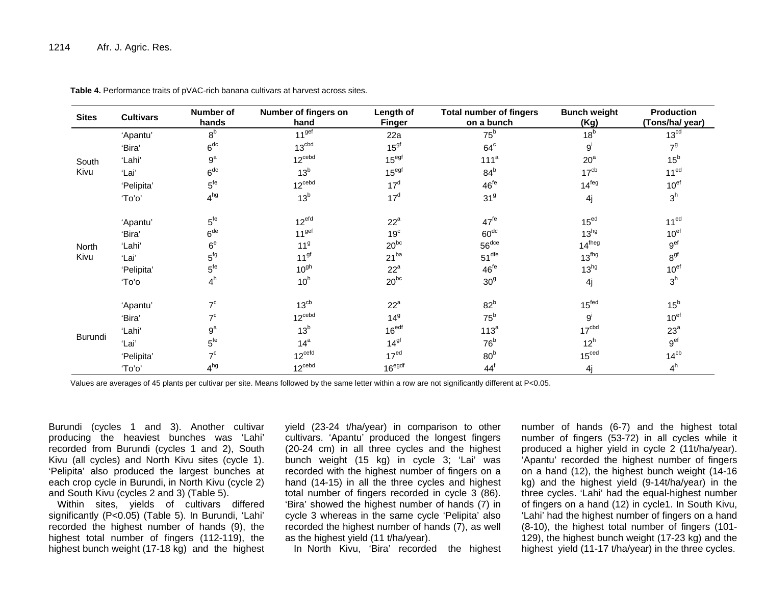**Table 4.** Performance traits of pVAC-rich banana cultivars at harvest across sites.

| Sites | Cultivars | Number of hands | Number of fingers on hand | Length of Finger | Total number of fingers on a bunch | Bunch weight (Kg) | Production (Tons/ha/ year) |
|---|---|---|---|---|---|---|---|
| South Kivu | 'Apantu' | $8^{b}$ | $11^{gef}$ | 22a | $75^{b}$ | $18^{b}$ | $13^{cd}$ |
| | 'Bira' | $6^{dc}$ | $13^{cbd}$ | $15^{gf}$ | $64^{c}$ | $9^{i}$ | $7^{g}$ |
| | 'Lahi' | $9^{a}$ | $12^{cebd}$ | $15^{egf}$ | $111^{a}$ | $20^{a}$ | $15^{b}$ |
| | 'Lai' | $6^{dc}$ | $13^{b}$ | $15^{egf}$ | $84^{b}$ | $17^{cb}$ | $11^{ed}$ |
| | 'Pelipita' | $5^{fe}$ | $12^{cebd}$ | $17^{d}$ | $46^{fe}$ | $14^{feg}$ | $10^{ef}$ |
| | 'To'o' | $4^{hg}$ | $13^{b}$ | $17^{d}$ | $31^{g}$ | 4j | $3^{h}$ |
| North Kivu | 'Apantu' | $5^{fe}$ | $12^{efd}$ | $22^{a}$ | $47^{fe}$ | $15^{ed}$ | $11^{ed}$ |
| | 'Bira' | $6^{de}$ | $11^{gef}$ | $19^{c}$ | $60^{dc}$ | $13^{hg}$ | $10^{ef}$ |
| | 'Lahi' | $6^{e}$ | $11^{g}$ | $20^{bc}$ | $56^{dce}$ | $14^{fheg}$ | $9^{ef}$ |
| | 'Lai' | $5^{fg}$ | $11^{gf}$ | $21^{ba}$ | $51^{dfe}$ | $13^{fhg}$ | $8^{gf}$ |
| | 'Pelipita' | $5^{fe}$ | $10^{gh}$ | $22^{a}$ | $46^{fe}$ | $13^{hg}$ | $10^{ef}$ |
| | 'To'o | $4^{h}$ | $10^{h}$ | $20^{bc}$ | $30^{g}$ | 4j | $3^{h}$ |
| Burundi | 'Apantu' | $7^{c}$ | $13^{cb}$ | $22^{a}$ | $82^{b}$ | $15^{fed}$ | $15^{b}$ |
| | 'Bira' | $7^{c}$ | $12^{cebd}$ | $14^{g}$ | $75^{b}$ | $9^{i}$ | $10^{ef}$ |
| | 'Lahi' | $9^{a}$ | $13^{b}$ | $16^{edf}$ | $113^{a}$ | $17^{cbd}$ | $23^{a}$ |
| | 'Lai' | $5^{fe}$ | $14^{a}$ | $14^{gf}$ | $76^{b}$ | $12^{h}$ | $9^{ef}$ |
| | 'Pelipita' | $7^{c}$ | $12^{cefd}$ | $17^{ed}$ | $80^{b}$ | $15^{ced}$ | $14^{cb}$ |
| | 'To'o' | $4^{hg}$ | $12^{cebd}$ | $16^{egdf}$ | $44^{f}$ | 4j | $4^{h}$ |

Values are averages of 45 plants per cultivar per site. Means followed by the same letter within a row are not significantly different at P<0.05.

Burundi (cycles 1 and 3). Another cultivar producing the heaviest bunches was 'Lahi' recorded from Burundi (cycles 1 and 2), South Kivu (all cycles) and North Kivu sites (cycle 1). 'Pelipita' also produced the largest bunches at each crop cycle in Burundi, in North Kivu (cycle 2) and South Kivu (cycles 2 and 3) (Table 5).

Within sites, yields of cultivars differed significantly (P<0.05) (Table 5). In Burundi, 'Lahi' recorded the highest number of hands (9), the highest total number of fingers (112-119), the highest bunch weight (17-18 kg) and the highest yield (23-24 t/ha/year) in comparison to other cultivars. 'Apantu' produced the longest fingers (20-24 cm) in all three cycles and the highest bunch weight (15 kg) in cycle 3; 'Lai' was recorded with the highest number of fingers on a hand (14-15) in all the three cycles and highest total number of fingers recorded in cycle 3 (86). 'Bira' showed the highest number of hands (7) in cycle 3 whereas in the same cycle 'Pelipita' also recorded the highest number of hands (7), as well as the highest yield (11 t/ha/year).

In North Kivu, 'Bira' recorded the highest number of hands (6-7) and the highest total number of fingers (53-72) in all cycles while it produced a higher yield in cycle 2 (11t/ha/year). 'Apantu' recorded the highest number of fingers on a hand (12), the highest bunch weight (14-16 kg) and the highest yield (9-14t/ha/year) in the three cycles. 'Lahi' had the equal-highest number of fingers on a hand (12) in cycle1. In South Kivu, 'Lahi' had the highest number of fingers on a hand (8-10), the highest total number of fingers (101-129), the highest bunch weight (17-23 kg) and the highest yield (11-17 t/ha/year) in the three cycles.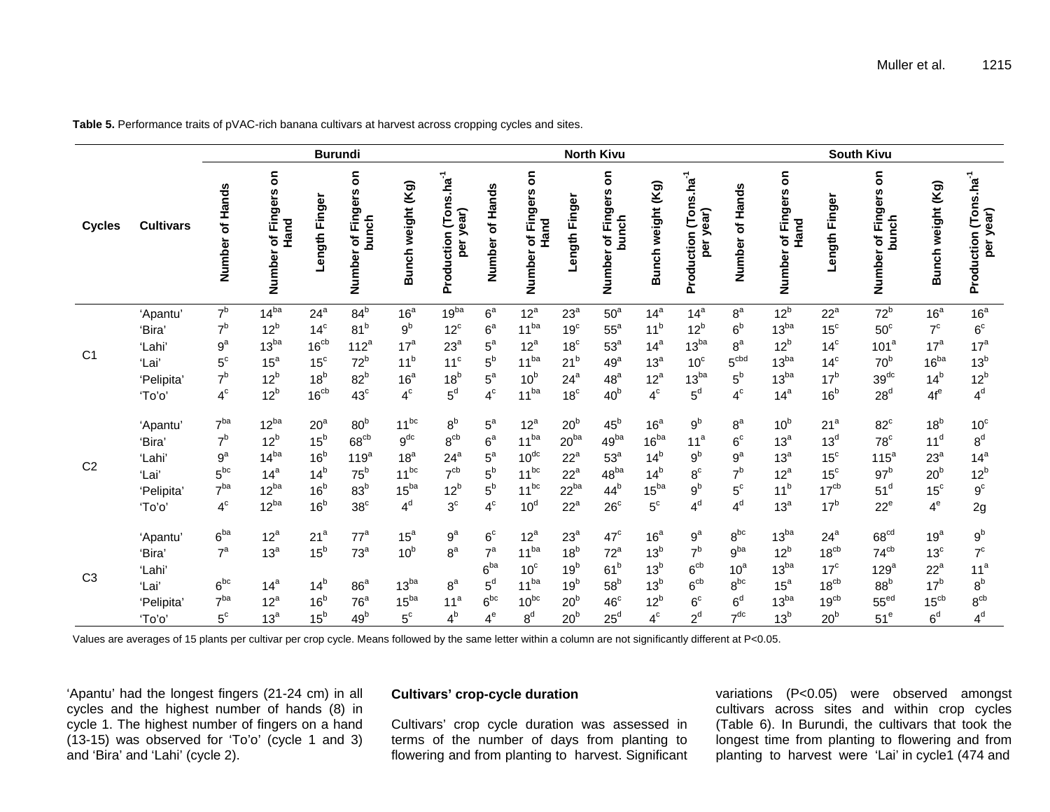**Table 5.** Performance traits of pVAC-rich banana cultivars at harvest across cropping cycles and sites.

| | | Burundi | | | | | | North Kivu | | | | | | South Kivu | | | | | |
|---|---|---|---|---|---|---|---|---|---|---|---|---|---|---|---|---|---|---|---|
| Cycles | Cultivars | Number of Hands | Number of Fingers on Hand | Length Finger | Number of Fingers on bunch | Bunch weight (Kg) | Production (Tons.ha$^{-1}$ per year) | Number of Hands | Number of Fingers on Hand | Length Finger | Number of Fingers on bunch | Bunch weight (Kg) | Production (Tons.ha$^{-1}$ per year) | Number of Hands | Number of Fingers on Hand | Length Finger | Number of Fingers on bunch | Bunch weight (Kg) | Production (Tons.ha$^{-1}$ per year) |
| C1 | 'Apantu' | $7^{b}$ | $14^{ba}$ | $24^{a}$ | $84^{b}$ | $16^{a}$ | $19^{ba}$ | $6^{a}$ | $12^{a}$ | $23^{a}$ | $50^{a}$ | $14^{a}$ | $14^{a}$ | $8^{a}$ | $12^{b}$ | $22^{a}$ | $72^{b}$ | $16^{a}$ | $16^{a}$ |
| | 'Bira' | $7^{b}$ | $12^{b}$ | $14^{c}$ | $81^{b}$ | $9^{b}$ | $12^{c}$ | $6^{a}$ | $11^{ba}$ | $19^{c}$ | $55^{a}$ | $11^{b}$ | $12^{b}$ | $6^{b}$ | $13^{ba}$ | $15^{c}$ | $50^{c}$ | $7^{c}$ | $6^{c}$ |
| | 'Lahi' | $9^{a}$ | $13^{ba}$ | $16^{cb}$ | $112^{a}$ | $17^{a}$ | $23^{a}$ | $5^{a}$ | $12^{a}$ | $18^{c}$ | $53^{a}$ | $14^{a}$ | $13^{ba}$ | $8^{a}$ | $12^{b}$ | $14^{c}$ | $101^{a}$ | $17^{a}$ | $17^{a}$ |
| | 'Lai' | $5^{c}$ | $15^{a}$ | $15^{c}$ | $72^{b}$ | $11^{b}$ | $11^{c}$ | $5^{b}$ | $11^{ba}$ | $21^{b}$ | $49^{a}$ | $13^{a}$ | $10^{c}$ | $5^{cbd}$ | $13^{ba}$ | $14^{c}$ | $70^{b}$ | $16^{ba}$ | $13^{b}$ |
| | 'Pelipita' | $7^{b}$ | $12^{b}$ | $18^{b}$ | $82^{b}$ | $16^{a}$ | $18^{b}$ | $5^{a}$ | $10^{b}$ | $24^{a}$ | $48^{a}$ | $12^{a}$ | $13^{ba}$ | $5^{b}$ | $13^{ba}$ | $17^{b}$ | $39^{dc}$ | $14^{b}$ | $12^{b}$ |
| | 'To'o' | $4^{c}$ | $12^{b}$ | $16^{cb}$ | $43^{c}$ | $4^{c}$ | $5^{d}$ | $4^{c}$ | $11^{ba}$ | $18^{c}$ | $40^{b}$ | $4^{c}$ | $5^{d}$ | $4^{c}$ | $14^{a}$ | $16^{b}$ | $28^{d}$ | $4f^{e}$ | $4^{d}$ |
| C2 | 'Apantu' | $7^{ba}$ | $12^{ba}$ | $20^{a}$ | $80^{b}$ | $11^{bc}$ | $8^{b}$ | $5^{a}$ | $12^{a}$ | $20^{b}$ | $45^{b}$ | $16^{a}$ | $9^{b}$ | $8^{a}$ | $10^{b}$ | $21^{a}$ | $82^{c}$ | $18^{b}$ | $10^{c}$ |
| | 'Bira' | $7^{b}$ | $12^{b}$ | $15^{b}$ | $68^{cb}$ | $9^{dc}$ | $8^{cb}$ | $6^{a}$ | $11^{ba}$ | $20^{ba}$ | $49^{ba}$ | $16^{ba}$ | $11^{a}$ | $6^{c}$ | $13^{a}$ | $13^{d}$ | $78^{c}$ | $11^{d}$ | $8^{d}$ |
| | 'Lahi' | $9^{a}$ | $14^{ba}$ | $16^{b}$ | $119^{a}$ | $18^{a}$ | $24^{a}$ | $5^{a}$ | $10^{dc}$ | $22^{a}$ | $53^{a}$ | $14^{b}$ | $9^{b}$ | $9^{a}$ | $13^{a}$ | $15^{c}$ | $115^{a}$ | $23^{a}$ | $14^{a}$ |
| | 'Lai' | $5^{bc}$ | $14^{a}$ | $14^{b}$ | $75^{b}$ | $11^{bc}$ | $7^{cb}$ | $5^{b}$ | $11^{bc}$ | $22^{a}$ | $48^{ba}$ | $14^{b}$ | $8^{c}$ | $7^{b}$ | $12^{a}$ | $15^{c}$ | $97^{b}$ | $20^{b}$ | $12^{b}$ |
| | 'Pelipita' | $7^{ba}$ | $12^{ba}$ | $16^{b}$ | $83^{b}$ | $15^{ba}$ | $12^{b}$ | $5^{b}$ | $11^{bc}$ | $22^{ba}$ | $44^{b}$ | $15^{ba}$ | $9^{b}$ | $5^{c}$ | $11^{b}$ | $17^{cb}$ | $51^{d}$ | $15^{c}$ | $9^{c}$ |
| | 'To'o' | $4^{c}$ | $12^{ba}$ | $16^{b}$ | $38^{c}$ | $4^{d}$ | $3^{c}$ | $4^{c}$ | $10^{d}$ | $22^{a}$ | $26^{c}$ | $5^{c}$ | $4^{d}$ | $4^{d}$ | $13^{a}$ | $17^{b}$ | $22^{e}$ | $4^{e}$ | 2g |
| C3 | 'Apantu' | $6^{ba}$ | $12^{a}$ | $21^{a}$ | $77^{a}$ | $15^{a}$ | $9^{a}$ | $6^{c}$ | $12^{a}$ | $23^{a}$ | $47^{c}$ | $16^{a}$ | $9^{a}$ | $8^{bc}$ | $13^{ba}$ | $24^{a}$ | $68^{cd}$ | $19^{a}$ | $9^{b}$ |
| | 'Bira' | $7^{a}$ | $13^{a}$ | $15^{b}$ | $73^{a}$ | $10^{b}$ | $8^{a}$ | $7^{a}$ | $11^{ba}$ | $18^{b}$ | $72^{a}$ | $13^{b}$ | $7^{b}$ | $9^{ba}$ | $12^{b}$ | $18^{cb}$ | $74^{cb}$ | $13^{c}$ | $7^{c}$ |
| | 'Lahi' | | | | | | | $6^{ba}$ | $10^{c}$ | $19^{b}$ | $61^{b}$ | $13^{b}$ | $6^{cb}$ | $10^{a}$ | $13^{ba}$ | $17^{c}$ | $129^{a}$ | $22^{a}$ | $11^{a}$ |
| | 'Lai' | $6^{bc}$ | $14^{a}$ | $14^{b}$ | $86^{a}$ | $13^{ba}$ | $8^{a}$ | $5^{d}$ | $11^{ba}$ | $19^{b}$ | $58^{b}$ | $13^{b}$ | $6^{cb}$ | $8^{bc}$ | $15^{a}$ | $18^{cb}$ | $88^{b}$ | $17^{b}$ | $8^{b}$ |
| | 'Pelipita' | $7^{ba}$ | $12^{a}$ | $16^{b}$ | $76^{a}$ | $15^{ba}$ | $11^{a}$ | $6^{bc}$ | $10^{bc}$ | $20^{b}$ | $46^{c}$ | $12^{b}$ | $6^{c}$ | $6^{d}$ | $13^{ba}$ | $19^{cb}$ | $55^{ed}$ | $15^{cb}$ | $8^{cb}$ |
| | 'To'o' | $5^{c}$ | $13^{a}$ | $15^{b}$ | $49^{b}$ | $5^{c}$ | $4^{b}$ | $4^{e}$ | $8^{d}$ | $20^{b}$ | $25^{d}$ | $4^{c}$ | $2^{d}$ | $7^{dc}$ | $13^{b}$ | $20^{b}$ | $51^{e}$ | $6^{d}$ | $4^{d}$ |

Values are averages of 15 plants per cultivar per crop cycle. Means followed by the same letter within a column are not significantly different at P<0.05.

'Apantu' had the longest fingers (21-24 cm) in all cycles and the highest number of hands (8) in cycle 1. The highest number of fingers on a hand (13-15) was observed for 'To'o' (cycle 1 and 3) and 'Bira' and 'Lahi' (cycle 2).

**Cultivars' crop-cycle duration**

Cultivars' crop cycle duration was assessed in terms of the number of days from planting to flowering and from planting to harvest. Significant variations (P<0.05) were observed amongst cultivars across sites and within crop cycles (Table 6). In Burundi, the cultivars that took the longest time from planting to flowering and from planting to harvest were 'Lai' in cycle1 (474 and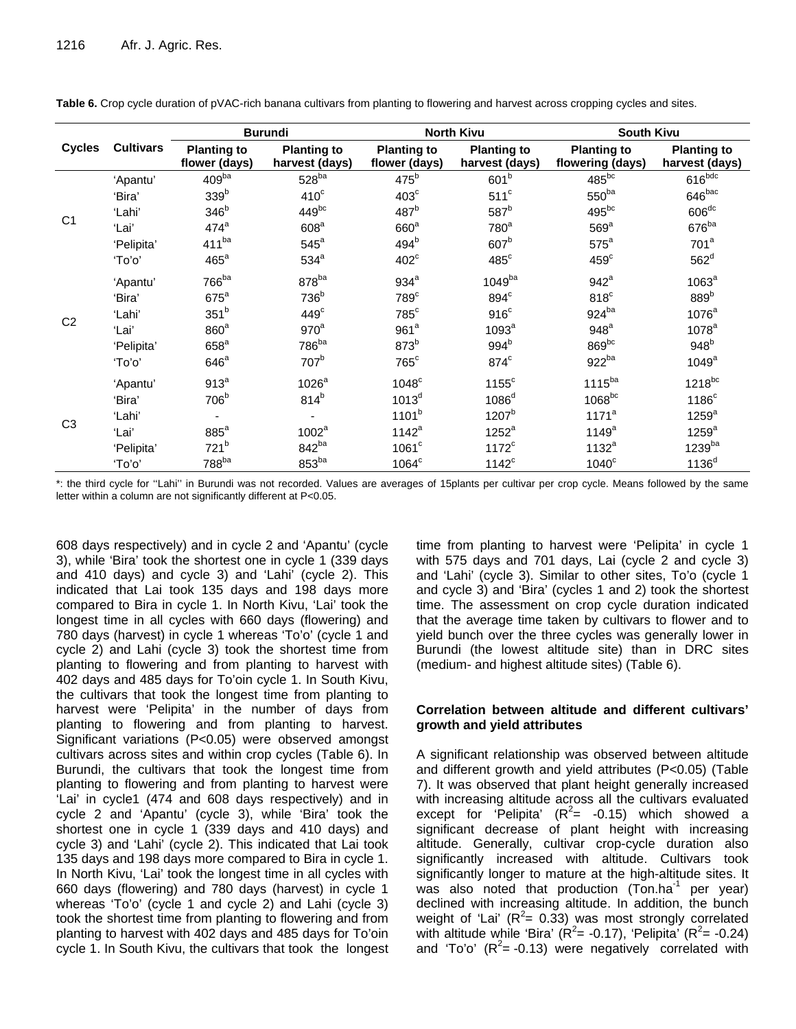**Table 6.** Crop cycle duration of pVAC-rich banana cultivars from planting to flowering and harvest across cropping cycles and sites.

| Cycles | Cultivars | Burundi | | North Kivu | | South Kivu | |
|---|---|---|---|---|---|---|---|
| | | Planting to flower (days) | Planting to harvest (days) | Planting to flower (days) | Planting to harvest (days) | Planting to flowering (days) | Planting to harvest (days) |
| C1 | 'Apantu' | $409^{ba}$ | $528^{ba}$ | $475^{b}$ | $601^{b}$ | $485^{bc}$ | $616^{bdc}$ |
| | 'Bira' | $339^{b}$ | $410^{c}$ | $403^{c}$ | $511^{c}$ | $550^{ba}$ | $646^{bac}$ |
| | 'Lahi' | $346^{b}$ | $449^{bc}$ | $487^{b}$ | $587^{b}$ | $495^{bc}$ | $606^{dc}$ |
| | 'Lai' | $474^{a}$ | $608^{a}$ | $660^{a}$ | $780^{a}$ | $569^{a}$ | $676^{ba}$ |
| | 'Pelipita' | $411^{ba}$ | $545^{a}$ | $494^{b}$ | $607^{b}$ | $575^{a}$ | $701^{a}$ |
| | 'To'o' | $465^{a}$ | $534^{a}$ | $402^{c}$ | $485^{c}$ | $459^{c}$ | $562^{d}$ |
| C2 | 'Apantu' | $766^{ba}$ | $878^{ba}$ | $934^{a}$ | $1049^{ba}$ | $942^{a}$ | $1063^{a}$ |
| | 'Bira' | $675^{a}$ | $736^{b}$ | $789^{c}$ | $894^{c}$ | $818^{c}$ | $889^{b}$ |
| | 'Lahi' | $351^{b}$ | $449^{c}$ | $785^{c}$ | $916^{c}$ | $924^{ba}$ | $1076^{a}$ |
| | 'Lai' | $860^{a}$ | $970^{a}$ | $961^{a}$ | $1093^{a}$ | $948^{a}$ | $1078^{a}$ |
| | 'Pelipita' | $658^{a}$ | $786^{ba}$ | $873^{b}$ | $994^{b}$ | $869^{bc}$ | $948^{b}$ |
| | 'To'o' | $646^{a}$ | $707^{b}$ | $765^{c}$ | $874^{c}$ | $922^{ba}$ | $1049^{a}$ |
| C3 | 'Apantu' | $913^{a}$ | $1026^{a}$ | $1048^{c}$ | $1155^{c}$ | $1115^{ba}$ | $1218^{bc}$ |
| | 'Bira' | $706^{b}$ | $814^{b}$ | $1013^{d}$ | $1086^{d}$ | $1068^{bc}$ | $1186^{c}$ |
| | 'Lahi' | - | - | $1101^{b}$ | $1207^{b}$ | $1171^{a}$ | $1259^{a}$ |
| | 'Lai' | $885^{a}$ | $1002^{a}$ | $1142^{a}$ | $1252^{a}$ | $1149^{a}$ | $1259^{a}$ |
| | 'Pelipita' | $721^{b}$ | $842^{ba}$ | $1061^{c}$ | $1172^{c}$ | $1132^{a}$ | $1239^{ba}$ |
| | 'To'o' | $788^{ba}$ | $853^{ba}$ | $1064^{c}$ | $1142^{c}$ | $1040^{c}$ | $1136^{d}$ |

*: the third cycle for ''Lahi'' in Burundi was not recorded. Values are averages of 15plants per cultivar per crop cycle. Means followed by the same letter within a column are not significantly different at P<0.05.

608 days respectively) and in cycle 2 and 'Apantu' (cycle 3), while 'Bira' took the shortest one in cycle 1 (339 days and 410 days) and cycle 3) and 'Lahi' (cycle 2). This indicated that Lai took 135 days and 198 days more compared to Bira in cycle 1. In North Kivu, 'Lai' took the longest time in all cycles with 660 days (flowering) and 780 days (harvest) in cycle 1 whereas 'To'o' (cycle 1 and cycle 2) and Lahi (cycle 3) took the shortest time from planting to flowering and from planting to harvest with 402 days and 485 days for To'oin cycle 1. In South Kivu, the cultivars that took the longest time from planting to harvest were 'Pelipita' in the number of days from planting to flowering and from planting to harvest. Significant variations (P<0.05) were observed amongst cultivars across sites and within crop cycles (Table 6). In Burundi, the cultivars that took the longest time from planting to flowering and from planting to harvest were 'Lai' in cycle1 (474 and 608 days respectively) and in cycle 2 and 'Apantu' (cycle 3), while 'Bira' took the shortest one in cycle 1 (339 days and 410 days) and cycle 3) and 'Lahi' (cycle 2). This indicated that Lai took 135 days and 198 days more compared to Bira in cycle 1. In North Kivu, 'Lai' took the longest time in all cycles with 660 days (flowering) and 780 days (harvest) in cycle 1 whereas 'To'o' (cycle 1 and cycle 2) and Lahi (cycle 3) took the shortest time from planting to flowering and from planting to harvest with 402 days and 485 days for To'oin cycle 1. In South Kivu, the cultivars that took the longest time from planting to harvest were 'Pelipita' in cycle 1 with 575 days and 701 days, Lai (cycle 2 and cycle 3) and 'Lahi' (cycle 3). Similar to other sites, To'o (cycle 1 and cycle 3) and 'Bira' (cycles 1 and 2) took the shortest time. The assessment on crop cycle duration indicated that the average time taken by cultivars to flower and to yield bunch over the three cycles was generally lower in Burundi (the lowest altitude site) than in DRC sites (medium- and highest altitude sites) (Table 6).

### Correlation between altitude and different cultivars' growth and yield attributes

A significant relationship was observed between altitude and different growth and yield attributes (P<0.05) (Table 7). It was observed that plant height generally increased with increasing altitude across all the cultivars evaluated except for 'Pelipita' ($R^2$= -0.15) which showed a significant decrease of plant height with increasing altitude. Generally, cultivar crop-cycle duration also significantly increased with altitude. Cultivars took significantly longer to mature at the high-altitude sites. It was also noted that production (Ton.ha$^{-1}$ per year) declined with increasing altitude. In addition, the bunch weight of 'Lai' ($R^2$= 0.33) was most strongly correlated with altitude while 'Bira' ($R^2$= -0.17), 'Pelipita' ($R^2$= -0.24) and 'To'o' ($R^2$= -0.13) were negatively correlated with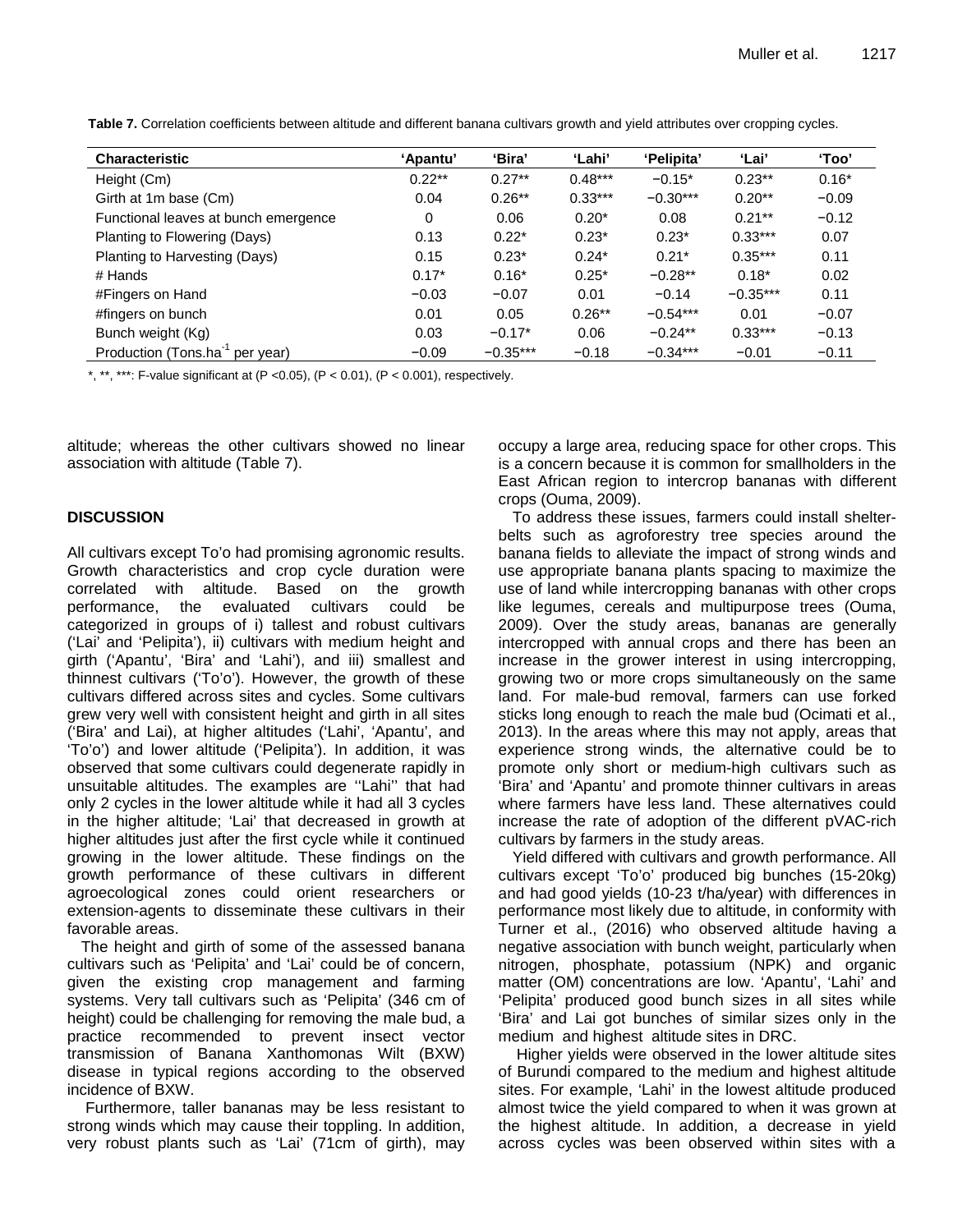**Table 7.** Correlation coefficients between altitude and different banana cultivars growth and yield attributes over cropping cycles.

| Characteristic | 'Apantu' | 'Bira' | 'Lahi' | 'Pelipita' | 'Lai' | 'Too' |
|---|---|---|---|---|---|---|
| Height (Cm) | 0.22** | 0.27** | 0.48*** | −0.15* | 0.23** | 0.16* |
| Girth at 1m base (Cm) | 0.04 | 0.26** | 0.33*** | −0.30*** | 0.20** | −0.09 |
| Functional leaves at bunch emergence | 0 | 0.06 | 0.20* | 0.08 | 0.21** | −0.12 |
| Planting to Flowering (Days) | 0.13 | 0.22* | 0.23* | 0.23* | 0.33*** | 0.07 |
| Planting to Harvesting (Days) | 0.15 | 0.23* | 0.24* | 0.21* | 0.35*** | 0.11 |
| # Hands | 0.17* | 0.16* | 0.25* | −0.28** | 0.18* | 0.02 |
| #Fingers on Hand | −0.03 | −0.07 | 0.01 | −0.14 | −0.35*** | 0.11 |
| #fingers on bunch | 0.01 | 0.05 | 0.26** | −0.54*** | 0.01 | −0.07 |
| Bunch weight (Kg) | 0.03 | −0.17* | 0.06 | −0.24** | 0.33*** | −0.13 |
| Production (Tons.ha$^{-1}$ per year) | −0.09 | −0.35*** | −0.18 | −0.34*** | −0.01 | −0.11 |

*, **, ***: F-value significant at ($P < 0.05$), ($P < 0.01$), ($P < 0.001$), respectively.

altitude; whereas the other cultivars showed no linear association with altitude (Table 7).

## DISCUSSION

All cultivars except To'o had promising agronomic results. Growth characteristics and crop cycle duration were correlated with altitude. Based on the growth performance, the evaluated cultivars could be categorized in groups of i) tallest and robust cultivars ('Lai' and 'Pelipita'), ii) cultivars with medium height and girth ('Apantu', 'Bira' and 'Lahi'), and iii) smallest and thinnest cultivars ('To'o'). However, the growth of these cultivars differed across sites and cycles. Some cultivars grew very well with consistent height and girth in all sites ('Bira' and Lai), at higher altitudes ('Lahi', 'Apantu', and 'To'o') and lower altitude ('Pelipita'). In addition, it was observed that some cultivars could degenerate rapidly in unsuitable altitudes. The examples are ''Lahi'' that had only 2 cycles in the lower altitude while it had all 3 cycles in the higher altitude; 'Lai' that decreased in growth at higher altitudes just after the first cycle while it continued growing in the lower altitude. These findings on the growth performance of these cultivars in different agroecological zones could orient researchers or extension-agents to disseminate these cultivars in their favorable areas.

The height and girth of some of the assessed banana cultivars such as 'Pelipita' and 'Lai' could be of concern, given the existing crop management and farming systems. Very tall cultivars such as 'Pelipita' (346 cm of height) could be challenging for removing the male bud, a practice recommended to prevent insect vector transmission of Banana Xanthomonas Wilt (BXW) disease in typical regions according to the observed incidence of BXW.

Furthermore, taller bananas may be less resistant to strong winds which may cause their toppling. In addition, very robust plants such as 'Lai' (71cm of girth), may occupy a large area, reducing space for other crops. This is a concern because it is common for smallholders in the East African region to intercrop bananas with different crops (Ouma, 2009).

To address these issues, farmers could install shelter-belts such as agroforestry tree species around the banana fields to alleviate the impact of strong winds and use appropriate banana plants spacing to maximize the use of land while intercropping bananas with other crops like legumes, cereals and multipurpose trees (Ouma, 2009). Over the study areas, bananas are generally intercropped with annual crops and there has been an increase in the grower interest in using intercropping, growing two or more crops simultaneously on the same land. For male-bud removal, farmers can use forked sticks long enough to reach the male bud (Ocimati et al., 2013). In the areas where this may not apply, areas that experience strong winds, the alternative could be to promote only short or medium-high cultivars such as 'Bira' and 'Apantu' and promote thinner cultivars in areas where farmers have less land. These alternatives could increase the rate of adoption of the different pVAC-rich cultivars by farmers in the study areas.

Yield differed with cultivars and growth performance. All cultivars except 'To'o' produced big bunches (15-20kg) and had good yields (10-23 t/ha/year) with differences in performance most likely due to altitude, in conformity with Turner et al., (2016) who observed altitude having a negative association with bunch weight, particularly when nitrogen, phosphate, potassium (NPK) and organic matter (OM) concentrations are low. 'Apantu', 'Lahi' and 'Pelipita' produced good bunch sizes in all sites while 'Bira' and Lai got bunches of similar sizes only in the medium and highest altitude sites in DRC.

Higher yields were observed in the lower altitude sites of Burundi compared to the medium and highest altitude sites. For example, 'Lahi' in the lowest altitude produced almost twice the yield compared to when it was grown at the highest altitude. In addition, a decrease in yield across cycles was been observed within sites with a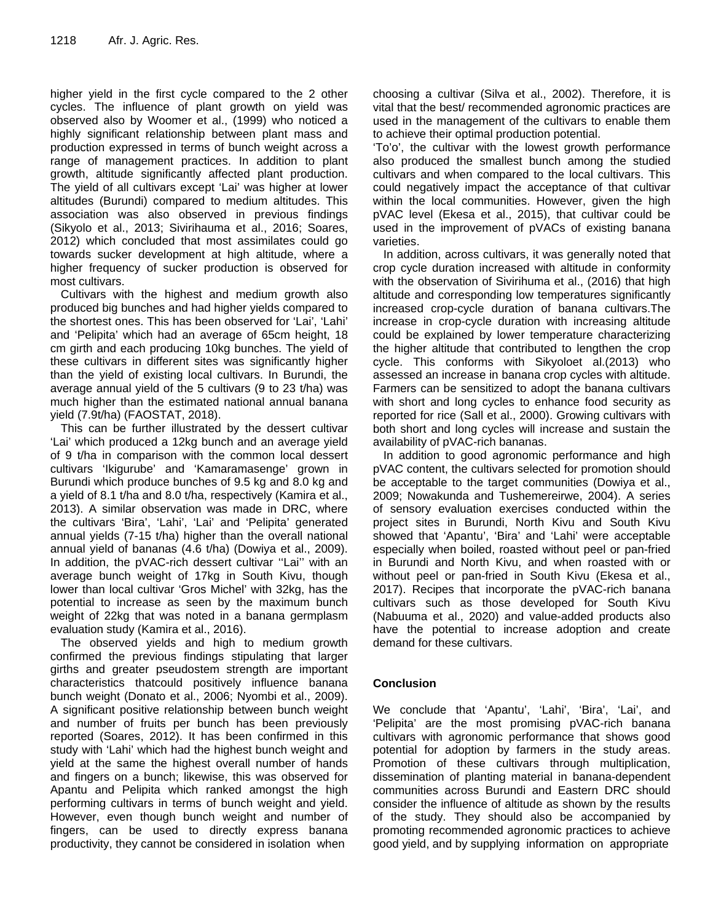higher yield in the first cycle compared to the 2 other cycles. The influence of plant growth on yield was observed also by Woomer et al., (1999) who noticed a highly significant relationship between plant mass and production expressed in terms of bunch weight across a range of management practices. In addition to plant growth, altitude significantly affected plant production. The yield of all cultivars except 'Lai' was higher at lower altitudes (Burundi) compared to medium altitudes. This association was also observed in previous findings (Sikyolo et al., 2013; Sivirihauma et al., 2016; Soares, 2012) which concluded that most assimilates could go towards sucker development at high altitude, where a higher frequency of sucker production is observed for most cultivars.

Cultivars with the highest and medium growth also produced big bunches and had higher yields compared to the shortest ones. This has been observed for 'Lai', 'Lahi' and 'Pelipita' which had an average of 65cm height, 18 cm girth and each producing 10kg bunches. The yield of these cultivars in different sites was significantly higher than the yield of existing local cultivars. In Burundi, the average annual yield of the 5 cultivars (9 to 23 t/ha) was much higher than the estimated national annual banana yield (7.9t/ha) (FAOSTAT, 2018).

This can be further illustrated by the dessert cultivar 'Lai' which produced a 12kg bunch and an average yield of 9 t/ha in comparison with the common local dessert cultivars 'Ikigurube' and 'Kamaramasenge' grown in Burundi which produce bunches of 9.5 kg and 8.0 kg and a yield of 8.1 t/ha and 8.0 t/ha, respectively (Kamira et al., 2013). A similar observation was made in DRC, where the cultivars 'Bira', 'Lahi', 'Lai' and 'Pelipita' generated annual yields (7-15 t/ha) higher than the overall national annual yield of bananas (4.6 t/ha) (Dowiya et al., 2009). In addition, the pVAC-rich dessert cultivar ''Lai'' with an average bunch weight of 17kg in South Kivu, though lower than local cultivar 'Gros Michel' with 32kg, has the potential to increase as seen by the maximum bunch weight of 22kg that was noted in a banana germplasm evaluation study (Kamira et al., 2016).

The observed yields and high to medium growth confirmed the previous findings stipulating that larger girths and greater pseudostem strength are important characteristics thatcould positively influence banana bunch weight (Donato et al., 2006; Nyombi et al., 2009). A significant positive relationship between bunch weight and number of fruits per bunch has been previously reported (Soares, 2012). It has been confirmed in this study with 'Lahi' which had the highest bunch weight and yield at the same the highest overall number of hands and fingers on a bunch; likewise, this was observed for Apantu and Pelipita which ranked amongst the high performing cultivars in terms of bunch weight and yield. However, even though bunch weight and number of fingers, can be used to directly express banana productivity, they cannot be considered in isolation when choosing a cultivar (Silva et al., 2002). Therefore, it is vital that the best/ recommended agronomic practices are used in the management of the cultivars to enable them to achieve their optimal production potential.

'To'o', the cultivar with the lowest growth performance also produced the smallest bunch among the studied cultivars and when compared to the local cultivars. This could negatively impact the acceptance of that cultivar within the local communities. However, given the high pVAC level (Ekesa et al., 2015), that cultivar could be used in the improvement of pVACs of existing banana varieties.

In addition, across cultivars, it was generally noted that crop cycle duration increased with altitude in conformity with the observation of Sivirihuma et al., (2016) that high altitude and corresponding low temperatures significantly increased crop-cycle duration of banana cultivars.The increase in crop-cycle duration with increasing altitude could be explained by lower temperature characterizing the higher altitude that contributed to lengthen the crop cycle. This conforms with Sikyoloet al.(2013) who assessed an increase in banana crop cycles with altitude. Farmers can be sensitized to adopt the banana cultivars with short and long cycles to enhance food security as reported for rice (Sall et al., 2000). Growing cultivars with both short and long cycles will increase and sustain the availability of pVAC-rich bananas.

In addition to good agronomic performance and high pVAC content, the cultivars selected for promotion should be acceptable to the target communities (Dowiya et al., 2009; Nowakunda and Tushemereirwe, 2004). A series of sensory evaluation exercises conducted within the project sites in Burundi, North Kivu and South Kivu showed that 'Apantu', 'Bira' and 'Lahi' were acceptable especially when boiled, roasted without peel or pan-fried in Burundi and North Kivu, and when roasted with or without peel or pan-fried in South Kivu (Ekesa et al., 2017). Recipes that incorporate the pVAC-rich banana cultivars such as those developed for South Kivu (Nabuuma et al., 2020) and value-added products also have the potential to increase adoption and create demand for these cultivars.

## Conclusion

We conclude that 'Apantu', 'Lahi', 'Bira', 'Lai', and 'Pelipita' are the most promising pVAC-rich banana cultivars with agronomic performance that shows good potential for adoption by farmers in the study areas. Promotion of these cultivars through multiplication, dissemination of planting material in banana-dependent communities across Burundi and Eastern DRC should consider the influence of altitude as shown by the results of the study. They should also be accompanied by promoting recommended agronomic practices to achieve good yield, and by supplying information on appropriate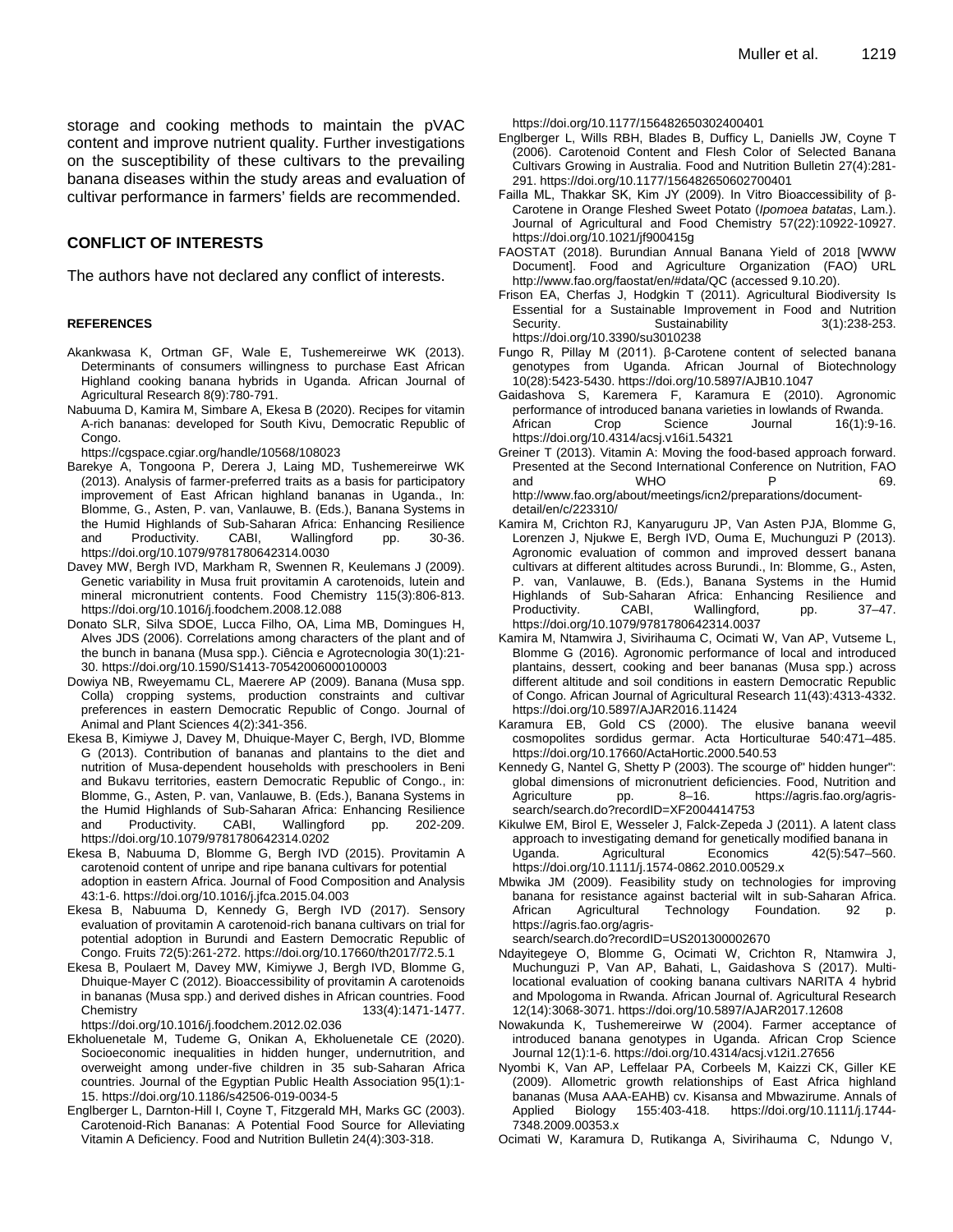storage and cooking methods to maintain the pVAC content and improve nutrient quality. Further investigations on the susceptibility of these cultivars to the prevailing banana diseases within the study areas and evaluation of cultivar performance in farmers' fields are recommended.

## CONFLICT OF INTERESTS

The authors have not declared any conflict of interests.

## REFERENCES

Akankwasa K, Ortman GF, Wale E, Tushemereirwe WK (2013). Determinants of consumers willingness to purchase East African Highland cooking banana hybrids in Uganda. African Journal of Agricultural Research 8(9):780-791.

Nabuuma D, Kamira M, Simbare A, Ekesa B (2020). Recipes for vitamin A-rich bananas: developed for South Kivu, Democratic Republic of Congo. https://cgspace.cgiar.org/handle/10568/108023

Barekye A, Tongoona P, Derera J, Laing MD, Tushemereirwe WK (2013). Analysis of farmer-preferred traits as a basis for participatory improvement of East African highland bananas in Uganda., In: Blomme, G., Asten, P. van, Vanlauwe, B. (Eds.), Banana Systems in the Humid Highlands of Sub-Saharan Africa: Enhancing Resilience and Productivity. CABI, Wallingford pp. 30-36. https://doi.org/10.1079/9781780642314.0030

Davey MW, Bergh IVD, Markham R, Swennen R, Keulemans J (2009). Genetic variability in Musa fruit provitamin A carotenoids, lutein and mineral micronutrient contents. Food Chemistry 115(3):806-813. https://doi.org/10.1016/j.foodchem.2008.12.088

Donato SLR, Silva SDOE, Lucca Filho, OA, Lima MB, Domingues H, Alves JDS (2006). Correlations among characters of the plant and of the bunch in banana (Musa spp.). Ciência e Agrotecnologia 30(1):21-30. https://doi.org/10.1590/S1413-70542006000100003

Dowiya NB, Rweyemamu CL, Maerere AP (2009). Banana (Musa spp. Colla) cropping systems, production constraints and cultivar preferences in eastern Democratic Republic of Congo. Journal of Animal and Plant Sciences 4(2):341-356.

Ekesa B, Kimiywe J, Davey M, Dhuique-Mayer C, Bergh, IVD, Blomme G (2013). Contribution of bananas and plantains to the diet and nutrition of Musa-dependent households with preschoolers in Beni and Bukavu territories, eastern Democratic Republic of Congo., in: Blomme, G., Asten, P. van, Vanlauwe, B. (Eds.), Banana Systems in the Humid Highlands of Sub-Saharan Africa: Enhancing Resilience and Productivity. CABI, Wallingford pp. 202-209. https://doi.org/10.1079/9781780642314.0202

Ekesa B, Nabuuma D, Blomme G, Bergh IVD (2015). Provitamin A carotenoid content of unripe and ripe banana cultivars for potential adoption in eastern Africa. Journal of Food Composition and Analysis 43:1-6. https://doi.org/10.1016/j.jfca.2015.04.003

Ekesa B, Nabuuma D, Kennedy G, Bergh IVD (2017). Sensory evaluation of provitamin A carotenoid-rich banana cultivars on trial for potential adoption in Burundi and Eastern Democratic Republic of Congo. Fruits 72(5):261-272. https://doi.org/10.17660/th2017/72.5.1

Ekesa B, Poulaert M, Davey MW, Kimiywe J, Bergh IVD, Blomme G, Dhuique-Mayer C (2012). Bioaccessibility of provitamin A carotenoids in bananas (Musa spp.) and derived dishes in African countries. Food Chemistry 133(4):1471-1477. https://doi.org/10.1016/j.foodchem.2012.02.036

Ekholuenetale M, Tudeme G, Onikan A, Ekholuenetale CE (2020). Socioeconomic inequalities in hidden hunger, undernutrition, and overweight among under-five children in 35 sub-Saharan Africa countries. Journal of the Egyptian Public Health Association 95(1):1-15. https://doi.org/10.1186/s42506-019-0034-5

Englberger L, Darnton-Hill I, Coyne T, Fitzgerald MH, Marks GC (2003). Carotenoid-Rich Bananas: A Potential Food Source for Alleviating Vitamin A Deficiency. Food and Nutrition Bulletin 24(4):303-318. https://doi.org/10.1177/156482650302400401

Englberger L, Wills RBH, Blades B, Dufficy L, Daniells JW, Coyne T (2006). Carotenoid Content and Flesh Color of Selected Banana Cultivars Growing in Australia. Food and Nutrition Bulletin 27(4):281-291. https://doi.org/10.1177/156482650602700401

Failla ML, Thakkar SK, Kim JY (2009). In Vitro Bioaccessibility of β-Carotene in Orange Fleshed Sweet Potato (*Ipomoea batatas*, Lam.). Journal of Agricultural and Food Chemistry 57(22):10922-10927. https://doi.org/10.1021/jf900415g

FAOSTAT (2018). Burundian Annual Banana Yield of 2018 [WWW Document]. Food and Agriculture Organization (FAO) URL http://www.fao.org/faostat/en/#data/QC (accessed 9.10.20).

Frison EA, Cherfas J, Hodgkin T (2011). Agricultural Biodiversity Is Essential for a Sustainable Improvement in Food and Nutrition Security. Sustainability 3(1):238-253. https://doi.org/10.3390/su3010238

Fungo R, Pillay M (2011). β-Carotene content of selected banana genotypes from Uganda. African Journal of Biotechnology 10(28):5423-5430. https://doi.org/10.5897/AJB10.1047

Gaidashova S, Karemera F, Karamura E (2010). Agronomic performance of introduced banana varieties in lowlands of Rwanda. African Crop Science Journal 16(1):9-16. https://doi.org/10.4314/acsj.v16i1.54321

Greiner T (2013). Vitamin A: Moving the food-based approach forward. Presented at the Second International Conference on Nutrition, FAO and WHO P 69. http://www.fao.org/about/meetings/icn2/preparations/document-detail/en/c/223310/

Kamira M, Crichton RJ, Kanyaruguru JP, Van Asten PJA, Blomme G, Lorenzen J, Njukwe E, Bergh IVD, Ouma E, Muchunguzi P (2013). Agronomic evaluation of common and improved dessert banana cultivars at different altitudes across Burundi., In: Blomme, G., Asten, P. van, Vanlauwe, B. (Eds.), Banana Systems in the Humid Highlands of Sub-Saharan Africa: Enhancing Resilience and Productivity. CABI, Wallingford, pp. 37–47. https://doi.org/10.1079/9781780642314.0037

Kamira M, Ntamwira J, Sivirihauma C, Ocimati W, Van AP, Vutseme L, Blomme G (2016). Agronomic performance of local and introduced plantains, dessert, cooking and beer bananas (Musa spp.) across different altitude and soil conditions in eastern Democratic Republic of Congo. African Journal of Agricultural Research 11(43):4313-4332. https://doi.org/10.5897/AJAR2016.11424

Karamura EB, Gold CS (2000). The elusive banana weevil cosmopolites sordidus germar. Acta Horticulturae 540:471–485. https://doi.org/10.17660/ActaHortic.2000.540.53

Kennedy G, Nantel G, Shetty P (2003). The scourge of" hidden hunger": global dimensions of micronutrient deficiencies. Food, Nutrition and Agriculture pp. 8–16. https://agris.fao.org/agris-search/search.do?recordID=XF2004414753

Kikulwe EM, Birol E, Wesseler J, Falck-Zepeda J (2011). A latent class approach to investigating demand for genetically modified banana in Uganda. Agricultural Economics 42(5):547–560. https://doi.org/10.1111/j.1574-0862.2010.00529.x

Mbwika JM (2009). Feasibility study on technologies for improving banana for resistance against bacterial wilt in sub-Saharan Africa. African Agricultural Technology Foundation. 92 p. https://agris.fao.org/agris-search/search.do?recordID=US201300002670

Ndayitegeye O, Blomme G, Ocimati W, Crichton R, Ntamwira J, Muchunguzi P, Van AP, Bahati, L, Gaidashova S (2017). Multi-locational evaluation of cooking banana cultivars NARITA 4 hybrid and Mpologoma in Rwanda. African Journal of. Agricultural Research 12(14):3068-3071. https://doi.org/10.5897/AJAR2017.12608

Nowakunda K, Tushemereirwe W (2004). Farmer acceptance of introduced banana genotypes in Uganda. African Crop Science Journal 12(1):1-6. https://doi.org/10.4314/acsj.v12i1.27656

Nyombi K, Van AP, Leffelaar PA, Corbeels M, Kaizzi CK, Giller KE (2009). Allometric growth relationships of East Africa highland bananas (Musa AAA-EAHB) cv. Kisansa and Mbwazirume. Annals of Applied Biology 155:403-418. https://doi.org/10.1111/j.1744-7348.2009.00353.x

Ocimati W, Karamura D, Rutikanga A, Sivirihauma C, Ndungo V,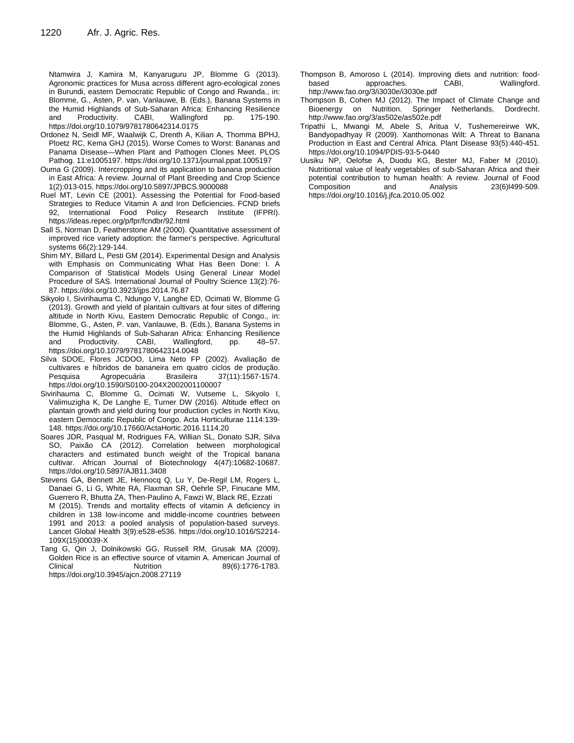Ntamwira J, Kamira M, Kanyaruguru JP, Blomme G (2013). Agronomic practices for Musa across different agro-ecological zones in Burundi, eastern Democratic Republic of Congo and Rwanda., in: Blomme, G., Asten, P. van, Vanlauwe, B. (Eds.), Banana Systems in the Humid Highlands of Sub-Saharan Africa: Enhancing Resilience and Productivity. CABI, Wallingford pp. 175-190. https://doi.org/10.1079/9781780642314.0175

Ordonez N, Seidl MF, Waalwijk C, Drenth A, Kilian A, Thomma BPHJ, Ploetz RC, Kema GHJ (2015). Worse Comes to Worst: Bananas and Panama Disease—When Plant and Pathogen Clones Meet. PLOS Pathog. 11:e1005197. https://doi.org/10.1371/journal.ppat.1005197

Ouma G (2009). Intercropping and its application to banana production in East Africa: A review. Journal of Plant Breeding and Crop Science 1(2):013-015. https://doi.org/10.5897/JPBCS.9000088

Ruel MT, Levin CE (2001). Assessing the Potential for Food-based Strategies to Reduce Vitamin A and Iron Deficiencies. FCND briefs 92, International Food Policy Research Institute (IFPRI). https://ideas.repec.org/p/fpr/fcndbr/92.html

Sall S, Norman D, Featherstone AM (2000). Quantitative assessment of improved rice variety adoption: the farmer's perspective. Agricultural systems 66(2):129-144.

Shim MY, Billard L, Pesti GM (2014). Experimental Design and Analysis with Emphasis on Communicating What Has Been Done: I. A Comparison of Statistical Models Using General Linear Model Procedure of SAS. International Journal of Poultry Science 13(2):76-87. https://doi.org/10.3923/ijps.2014.76.87

Sikyolo I, Sivirihauma C, Ndungo V, Langhe ED, Ocimati W, Blomme G (2013). Growth and yield of plantain cultivars at four sites of differing altitude in North Kivu, Eastern Democratic Republic of Congo., in: Blomme, G., Asten, P. van, Vanlauwe, B. (Eds.), Banana Systems in the Humid Highlands of Sub-Saharan Africa: Enhancing Resilience and Productivity. CABI, Wallingford, pp. 48–57. https://doi.org/10.1079/9781780642314.0048

Silva SDOE, Flores JCDOO, Lima Neto FP (2002). Avaliação de cultivares e híbridos de bananeira em quatro ciclos de produção. Pesquisa Agropecuária Brasileira 37(11):1567-1574. https://doi.org/10.1590/S0100-204X2002001100007

Sivirihauma C, Blomme G, Ocimati W, Vutseme L, Sikyolo I, Valimuzigha K, De Langhe E, Turner DW (2016). Altitude effect on plantain growth and yield during four production cycles in North Kivu, eastern Democratic Republic of Congo. Acta Horticulturae 1114:139-148. https://doi.org/10.17660/ActaHortic.2016.1114.20

Soares JDR, Pasqual M, Rodrigues FA, Willian SL, Donato SJR, Silva SO, Paixão CA (2012). Correlation between morphological characters and estimated bunch weight of the Tropical banana cultivar. African Journal of Biotechnology 4(47):10682-10687. https://doi.org/10.5897/AJB11.3408

Stevens GA, Bennett JE, Hennocq Q, Lu Y, De-Regil LM, Rogers L, Danaei G, Li G, White RA, Flaxman SR, Oehrle SP, Finucane MM, Guerrero R, Bhutta ZA, Then-Paulino A, Fawzi W, Black RE, Ezzati M (2015). Trends and mortality effects of vitamin A deficiency in children in 138 low-income and middle-income countries between 1991 and 2013: a pooled analysis of population-based surveys. Lancet Global Health 3(9):e528-e536. https://doi.org/10.1016/S2214-109X(15)00039-X

Tang G, Qin J, Dolnikowski GG, Russell RM, Grusak MA (2009). Golden Rice is an effective source of vitamin A. American Journal of Clinical Nutrition 89(6):1776-1783. https://doi.org/10.3945/ajcn.2008.27119

Thompson B, Amoroso L (2014). Improving diets and nutrition: food-based approaches. CABI, Wallingford. http://www.fao.org/3/i3030e/i3030e.pdf

Thompson B, Cohen MJ (2012). The Impact of Climate Change and Bioenergy on Nutrition. Springer Netherlands, Dordrecht. http://www.fao.org/3/as502e/as502e.pdf

Tripathi L, Mwangi M, Abele S, Aritua V, Tushemereirwe WK, Bandyopadhyay R (2009). Xanthomonas Wilt: A Threat to Banana Production in East and Central Africa. Plant Disease 93(5):440-451. https://doi.org/10.1094/PDIS-93-5-0440

Uusiku NP, Oelofse A, Duodu KG, Bester MJ, Faber M (2010). Nutritional value of leafy vegetables of sub-Saharan Africa and their potential contribution to human health: A review. Journal of Food Composition and Analysis 23(6)l499-509. https://doi.org/10.1016/j.jfca.2010.05.002